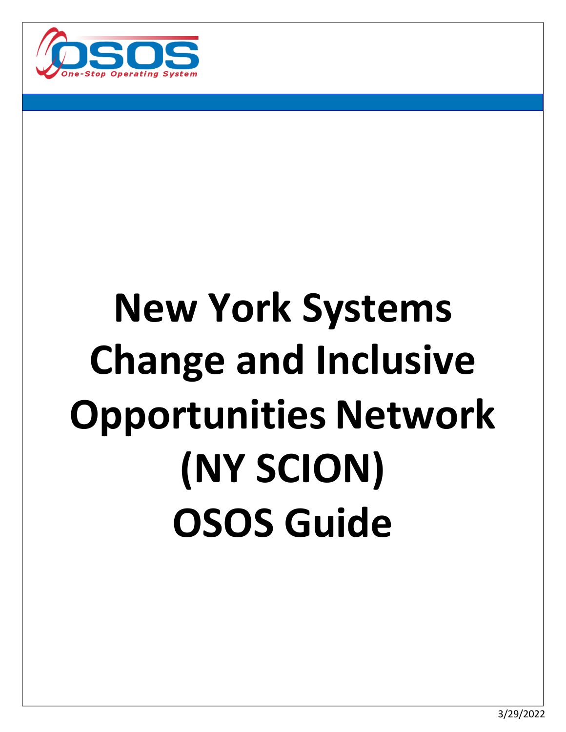OSOS One-Stop Operating System

# New York Systems Change and Inclusive Opportunities Network (NY SCION) OSOS Guide

3/29/2022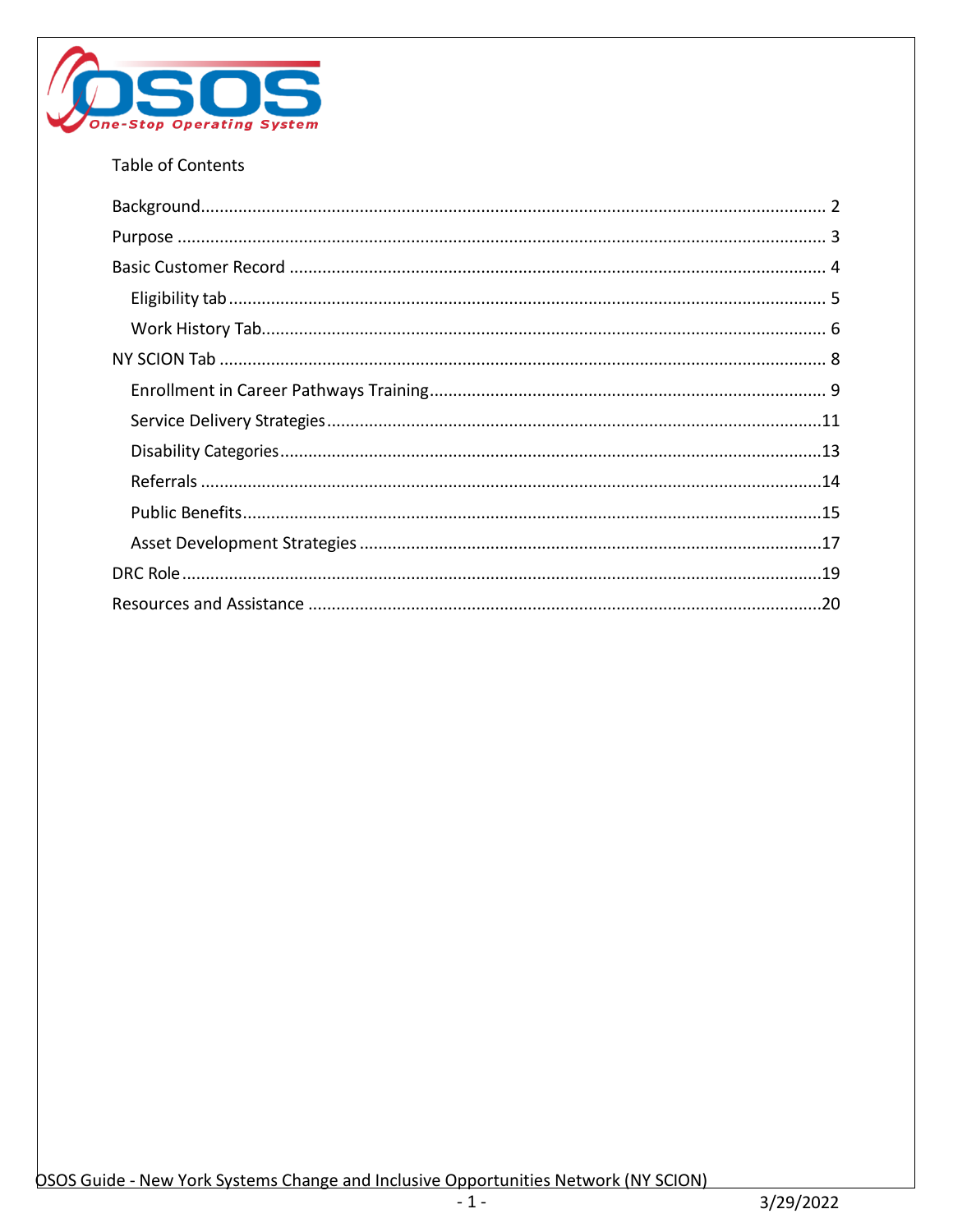Table of Contents

- Background ..... 2
- Purpose ..... 3
- Basic Customer Record ..... 4
  - Eligibility tab ..... 5
  - Work History Tab ..... 6
- NY SCION Tab ..... 8
  - Enrollment in Career Pathways Training ..... 9
  - Service Delivery Strategies ..... 11
  - Disability Categories ..... 13
  - Referrals ..... 14
  - Public Benefits ..... 15
  - Asset Development Strategies ..... 17
- DRC Role ..... 19
- Resources and Assistance ..... 20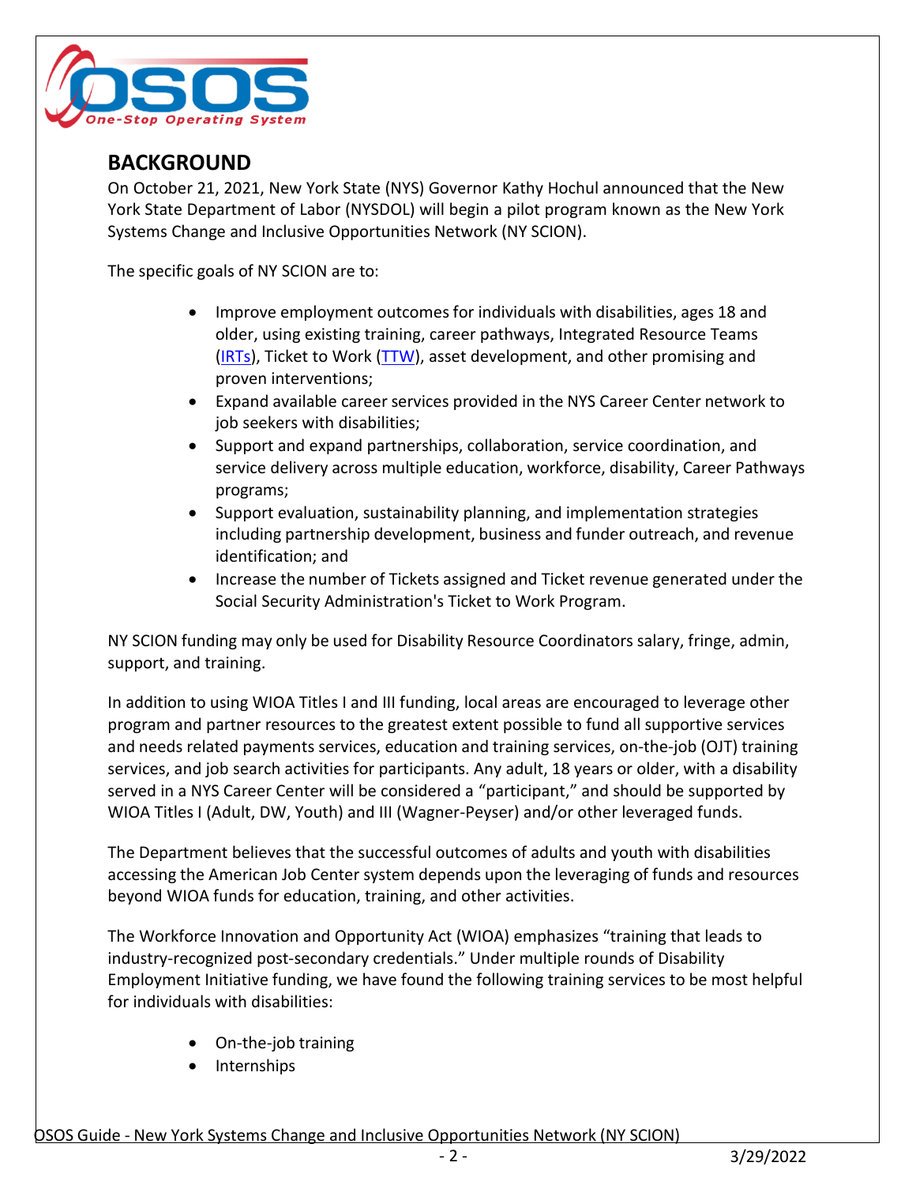## BACKGROUND

On October 21, 2021, New York State (NYS) Governor Kathy Hochul announced that the New York State Department of Labor (NYSDOL) will begin a pilot program known as the New York Systems Change and Inclusive Opportunities Network (NY SCION).

The specific goals of NY SCION are to:

- Improve employment outcomes for individuals with disabilities, ages 18 and older, using existing training, career pathways, Integrated Resource Teams (IRTs), Ticket to Work (TTW), asset development, and other promising and proven interventions;
- Expand available career services provided in the NYS Career Center network to job seekers with disabilities;
- Support and expand partnerships, collaboration, service coordination, and service delivery across multiple education, workforce, disability, Career Pathways programs;
- Support evaluation, sustainability planning, and implementation strategies including partnership development, business and funder outreach, and revenue identification; and
- Increase the number of Tickets assigned and Ticket revenue generated under the Social Security Administration's Ticket to Work Program.

NY SCION funding may only be used for Disability Resource Coordinators salary, fringe, admin, support, and training.

In addition to using WIOA Titles I and III funding, local areas are encouraged to leverage other program and partner resources to the greatest extent possible to fund all supportive services and needs related payments services, education and training services, on-the-job (OJT) training services, and job search activities for participants. Any adult, 18 years or older, with a disability served in a NYS Career Center will be considered a "participant," and should be supported by WIOA Titles I (Adult, DW, Youth) and III (Wagner-Peyser) and/or other leveraged funds.

The Department believes that the successful outcomes of adults and youth with disabilities accessing the American Job Center system depends upon the leveraging of funds and resources beyond WIOA funds for education, training, and other activities.

The Workforce Innovation and Opportunity Act (WIOA) emphasizes "training that leads to industry-recognized post-secondary credentials." Under multiple rounds of Disability Employment Initiative funding, we have found the following training services to be most helpful for individuals with disabilities:

- On-the-job training
- Internships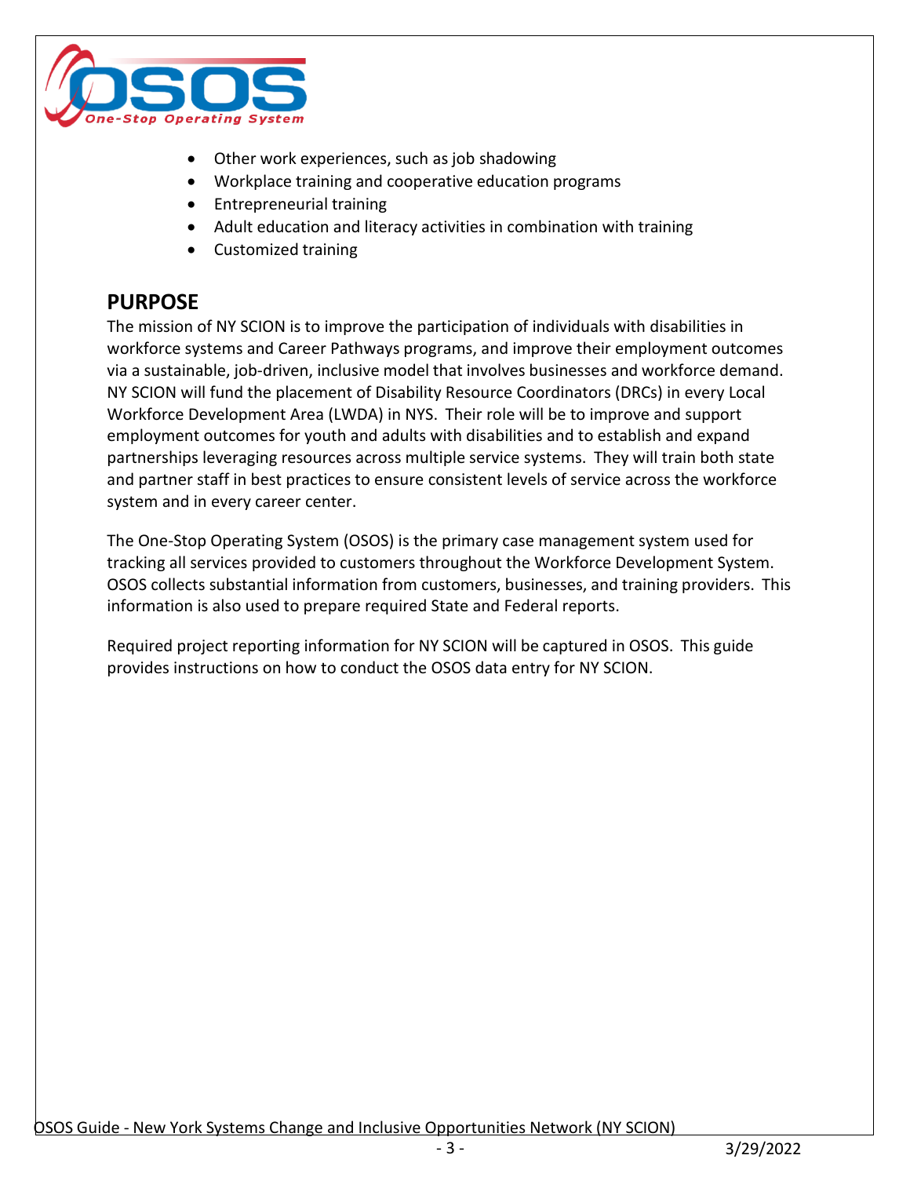- Other work experiences, such as job shadowing
- Workplace training and cooperative education programs
- Entrepreneurial training
- Adult education and literacy activities in combination with training
- Customized training

## PURPOSE

The mission of NY SCION is to improve the participation of individuals with disabilities in workforce systems and Career Pathways programs, and improve their employment outcomes via a sustainable, job-driven, inclusive model that involves businesses and workforce demand. NY SCION will fund the placement of Disability Resource Coordinators (DRCs) in every Local Workforce Development Area (LWDA) in NYS. Their role will be to improve and support employment outcomes for youth and adults with disabilities and to establish and expand partnerships leveraging resources across multiple service systems. They will train both state and partner staff in best practices to ensure consistent levels of service across the workforce system and in every career center.

The One-Stop Operating System (OSOS) is the primary case management system used for tracking all services provided to customers throughout the Workforce Development System. OSOS collects substantial information from customers, businesses, and training providers. This information is also used to prepare required State and Federal reports.

Required project reporting information for NY SCION will be captured in OSOS. This guide provides instructions on how to conduct the OSOS data entry for NY SCION.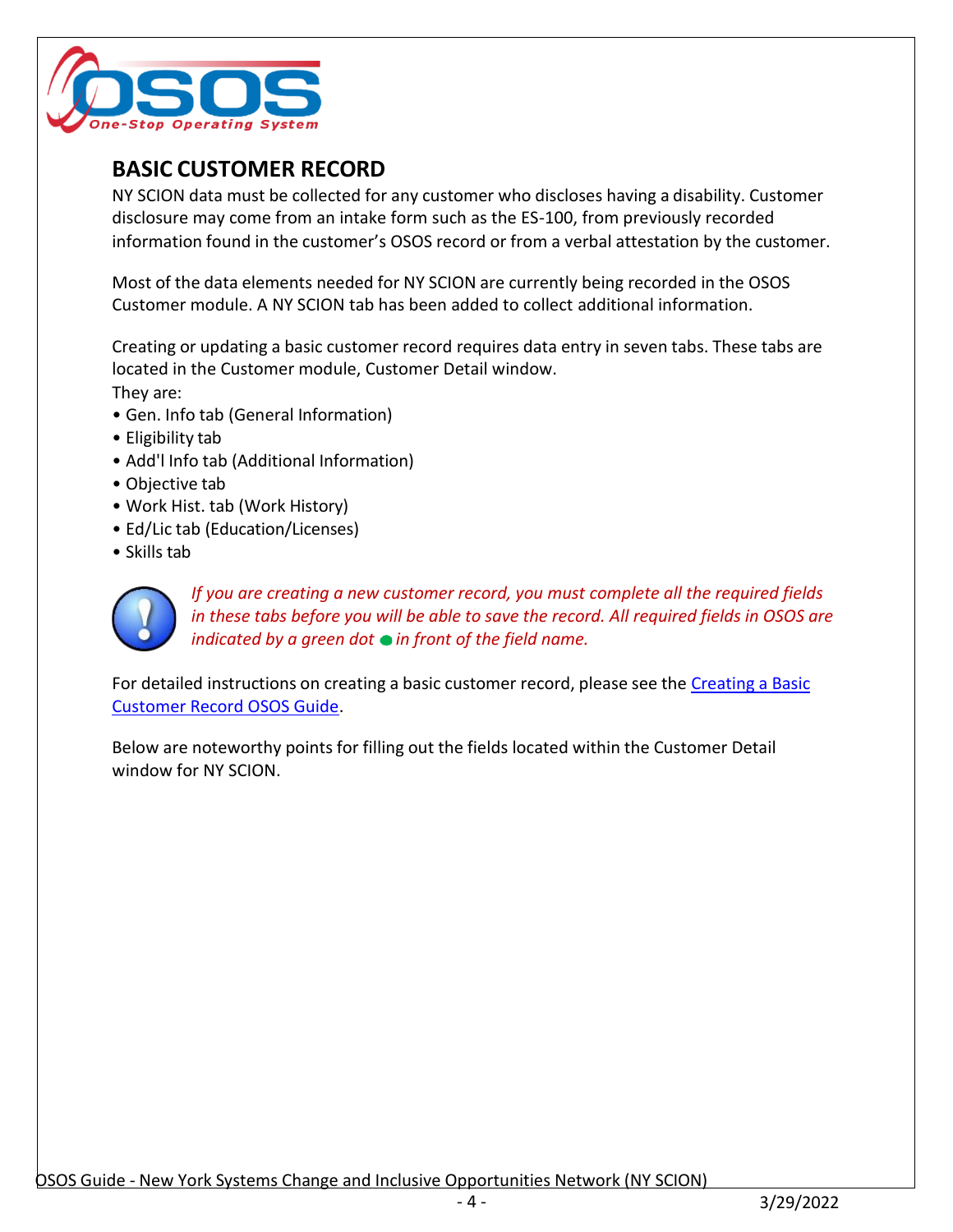## BASIC CUSTOMER RECORD

NY SCION data must be collected for any customer who discloses having a disability. Customer disclosure may come from an intake form such as the ES-100, from previously recorded information found in the customer's OSOS record or from a verbal attestation by the customer.

Most of the data elements needed for NY SCION are currently being recorded in the OSOS Customer module. A NY SCION tab has been added to collect additional information.

Creating or updating a basic customer record requires data entry in seven tabs. These tabs are located in the Customer module, Customer Detail window.
They are:

- Gen. Info tab (General Information)
- Eligibility tab
- Add'l Info tab (Additional Information)
- Objective tab
- Work Hist. tab (Work History)
- Ed/Lic tab (Education/Licenses)
- Skills tab

*If you are creating a new customer record, you must complete all the required fields in these tabs before you will be able to save the record. All required fields in OSOS are indicated by a green dot ● in front of the field name.*

For detailed instructions on creating a basic customer record, please see the Creating a Basic Customer Record OSOS Guide.

Below are noteworthy points for filling out the fields located within the Customer Detail window for NY SCION.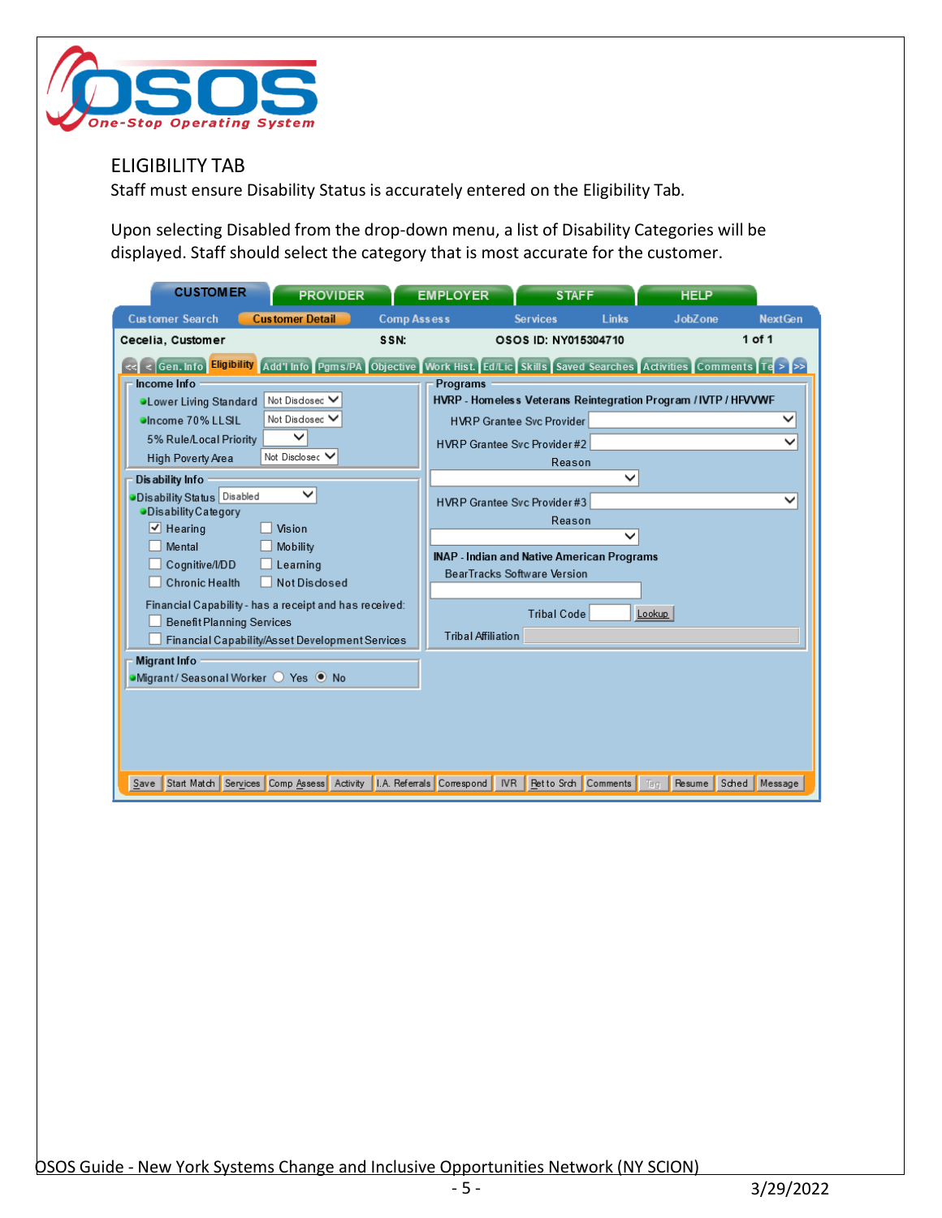## ELIGIBILITY TAB

Staff must ensure Disability Status is accurately entered on the Eligibility Tab.

Upon selecting Disabled from the drop-down menu, a list of Disability Categories will be displayed. Staff should select the category that is most accurate for the customer.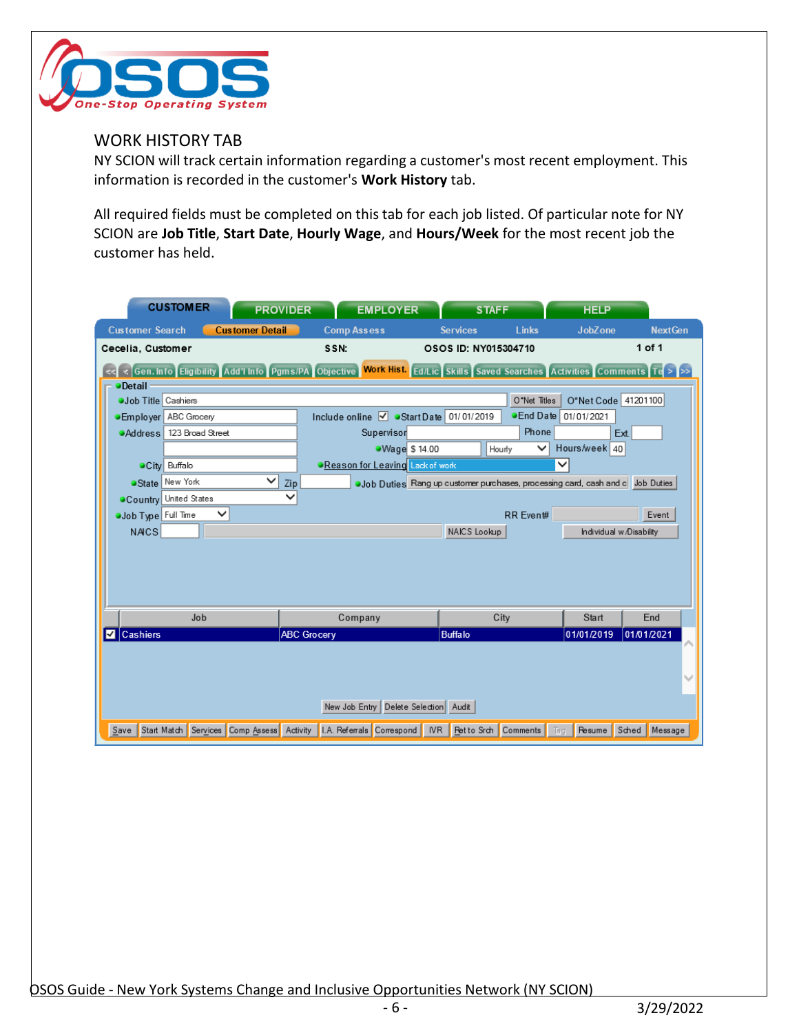## WORK HISTORY TAB

NY SCION will track certain information regarding a customer's most recent employment. This information is recorded in the customer's **Work History** tab.

All required fields must be completed on this tab for each job listed. Of particular note for NY SCION are **Job Title**, **Start Date**, **Hourly Wage**, and **Hours/Week** for the most recent job the customer has held.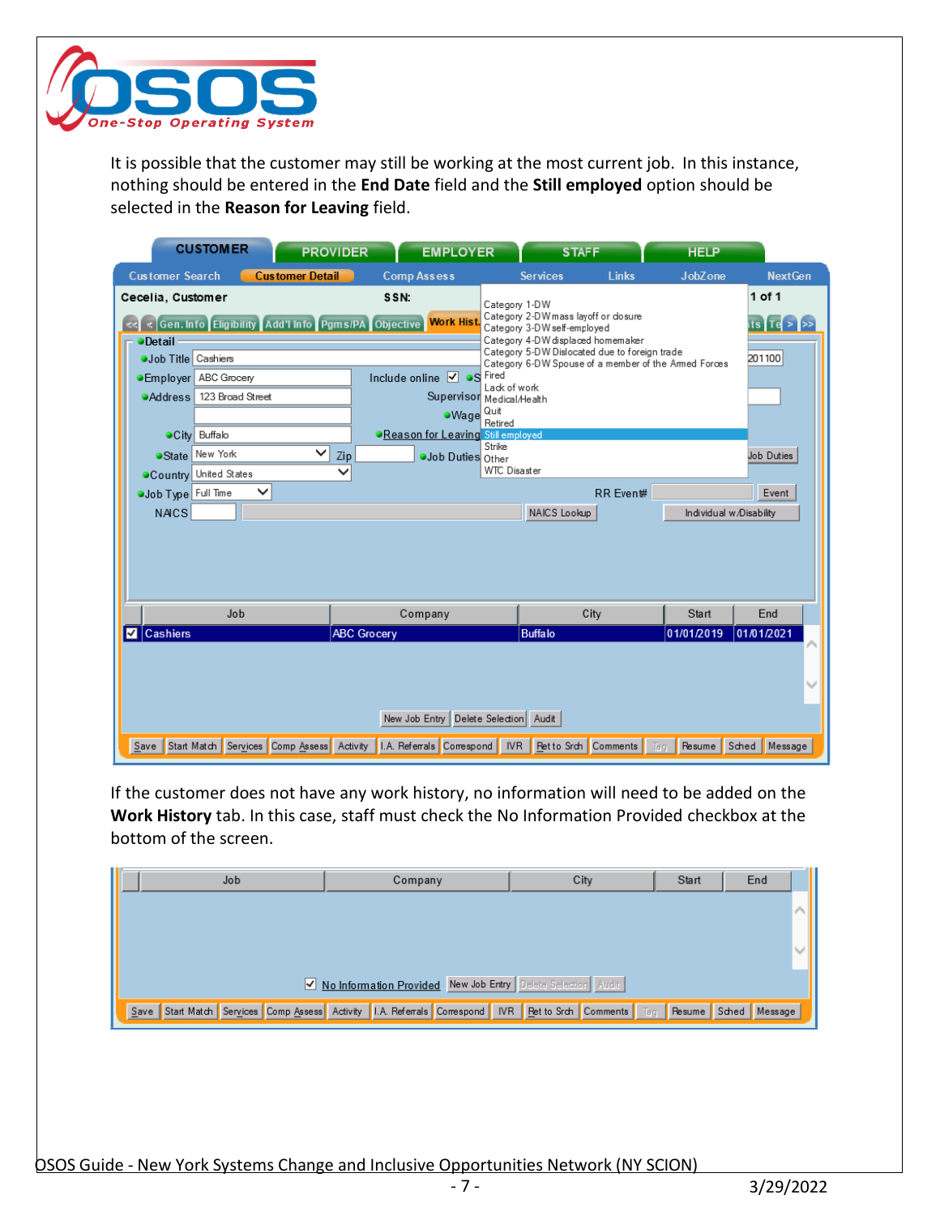It is possible that the customer may still be working at the most current job. In this instance, nothing should be entered in the **End Date** field and the **Still employed** option should be selected in the **Reason for Leaving** field.

If the customer does not have any work history, no information will need to be added on the **Work History** tab. In this case, staff must check the No Information Provided checkbox at the bottom of the screen.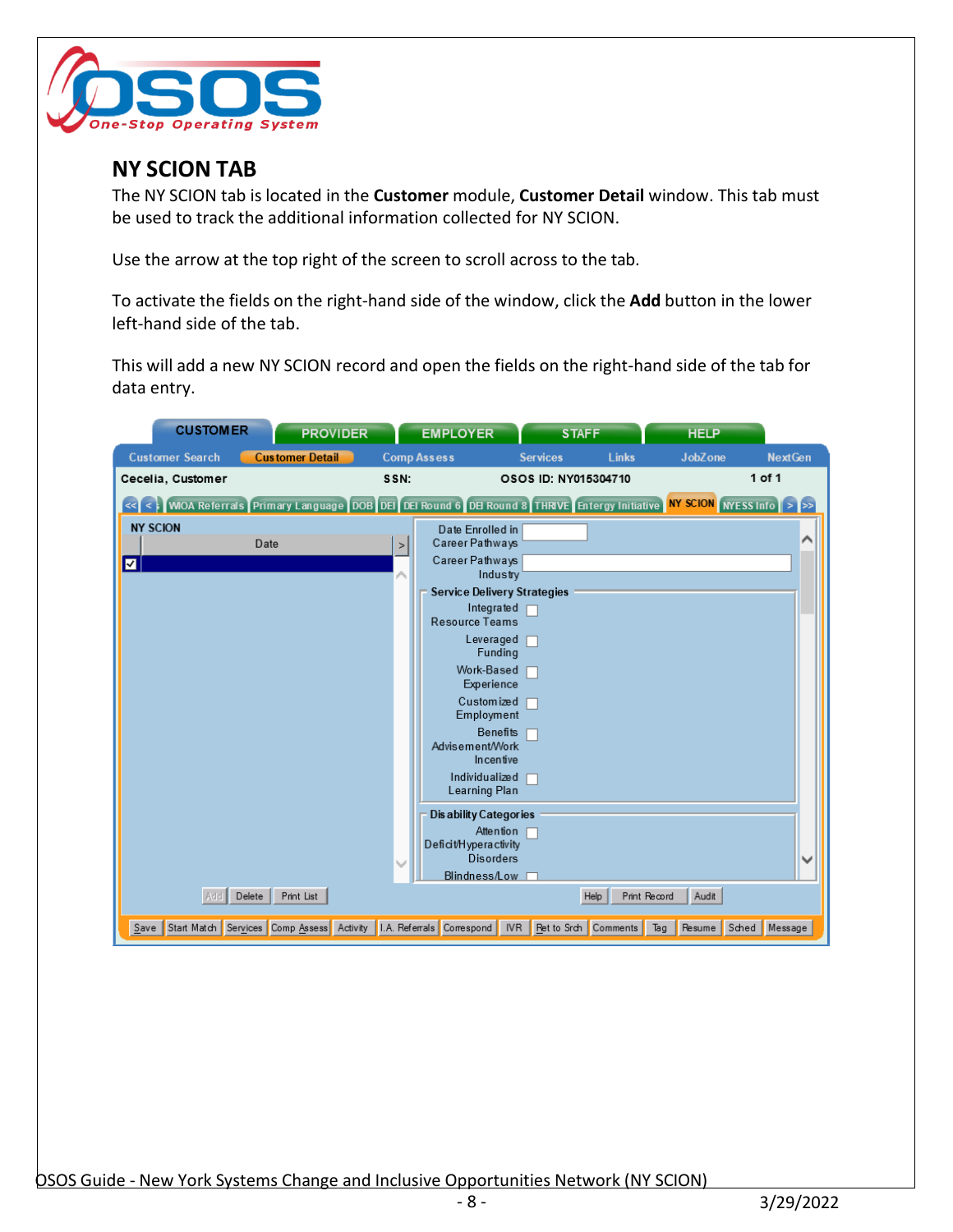## NY SCION TAB

The NY SCION tab is located in the **Customer** module, **Customer Detail** window. This tab must be used to track the additional information collected for NY SCION.

Use the arrow at the top right of the screen to scroll across to the tab.

To activate the fields on the right-hand side of the window, click the **Add** button in the lower left-hand side of the tab.

This will add a new NY SCION record and open the fields on the right-hand side of the tab for data entry.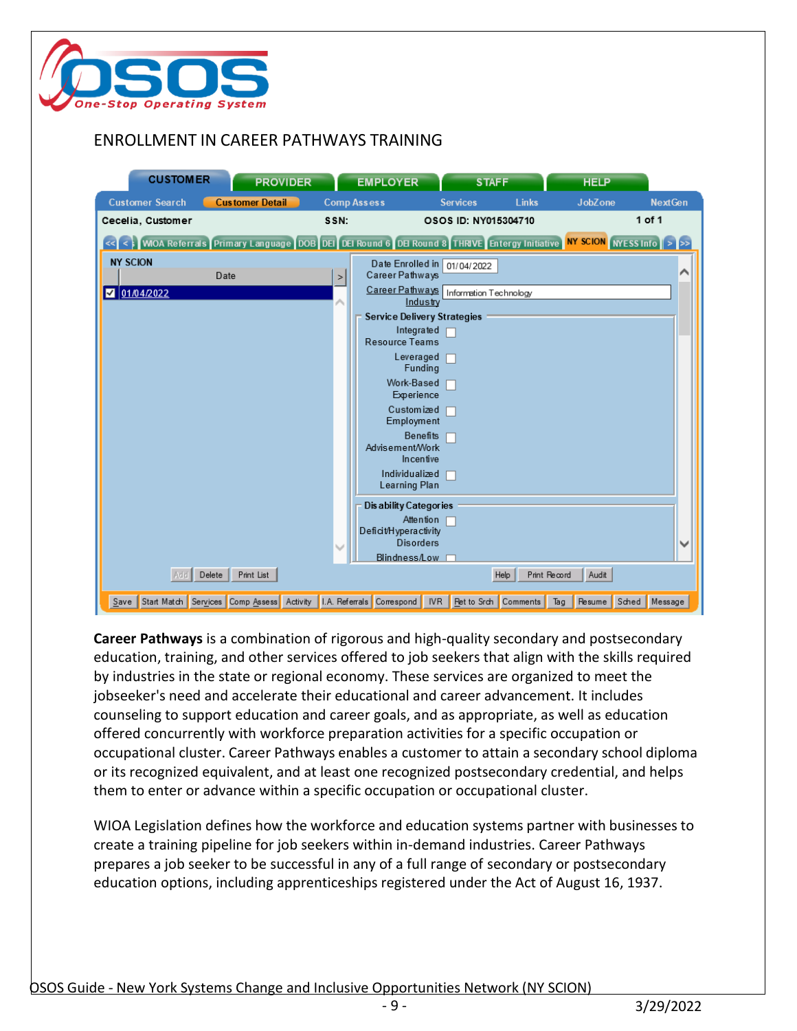## ENROLLMENT IN CAREER PATHWAYS TRAINING

**Career Pathways** is a combination of rigorous and high-quality secondary and postsecondary education, training, and other services offered to job seekers that align with the skills required by industries in the state or regional economy. These services are organized to meet the jobseeker's need and accelerate their educational and career advancement. It includes counseling to support education and career goals, and as appropriate, as well as education offered concurrently with workforce preparation activities for a specific occupation or occupational cluster. Career Pathways enables a customer to attain a secondary school diploma or its recognized equivalent, and at least one recognized postsecondary credential, and helps them to enter or advance within a specific occupation or occupational cluster.

WIOA Legislation defines how the workforce and education systems partner with businesses to create a training pipeline for job seekers within in-demand industries. Career Pathways prepares a job seeker to be successful in any of a full range of secondary or postsecondary education options, including apprenticeships registered under the Act of August 16, 1937.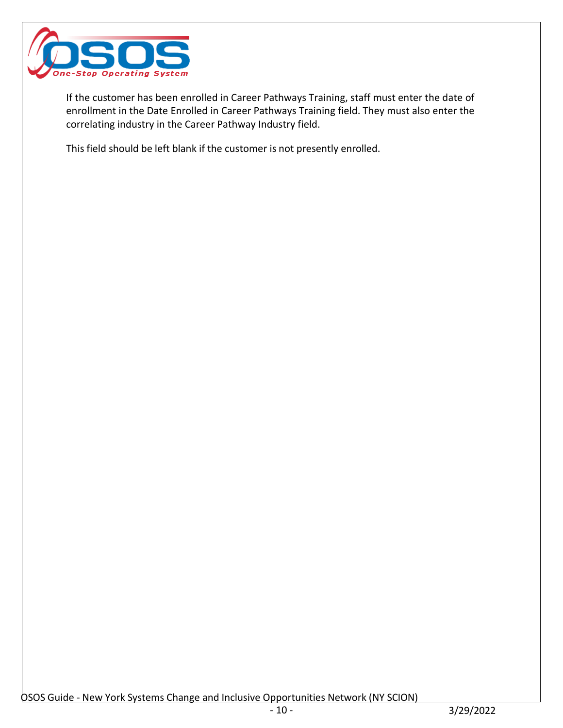If the customer has been enrolled in Career Pathways Training, staff must enter the date of enrollment in the Date Enrolled in Career Pathways Training field. They must also enter the correlating industry in the Career Pathway Industry field.

This field should be left blank if the customer is not presently enrolled.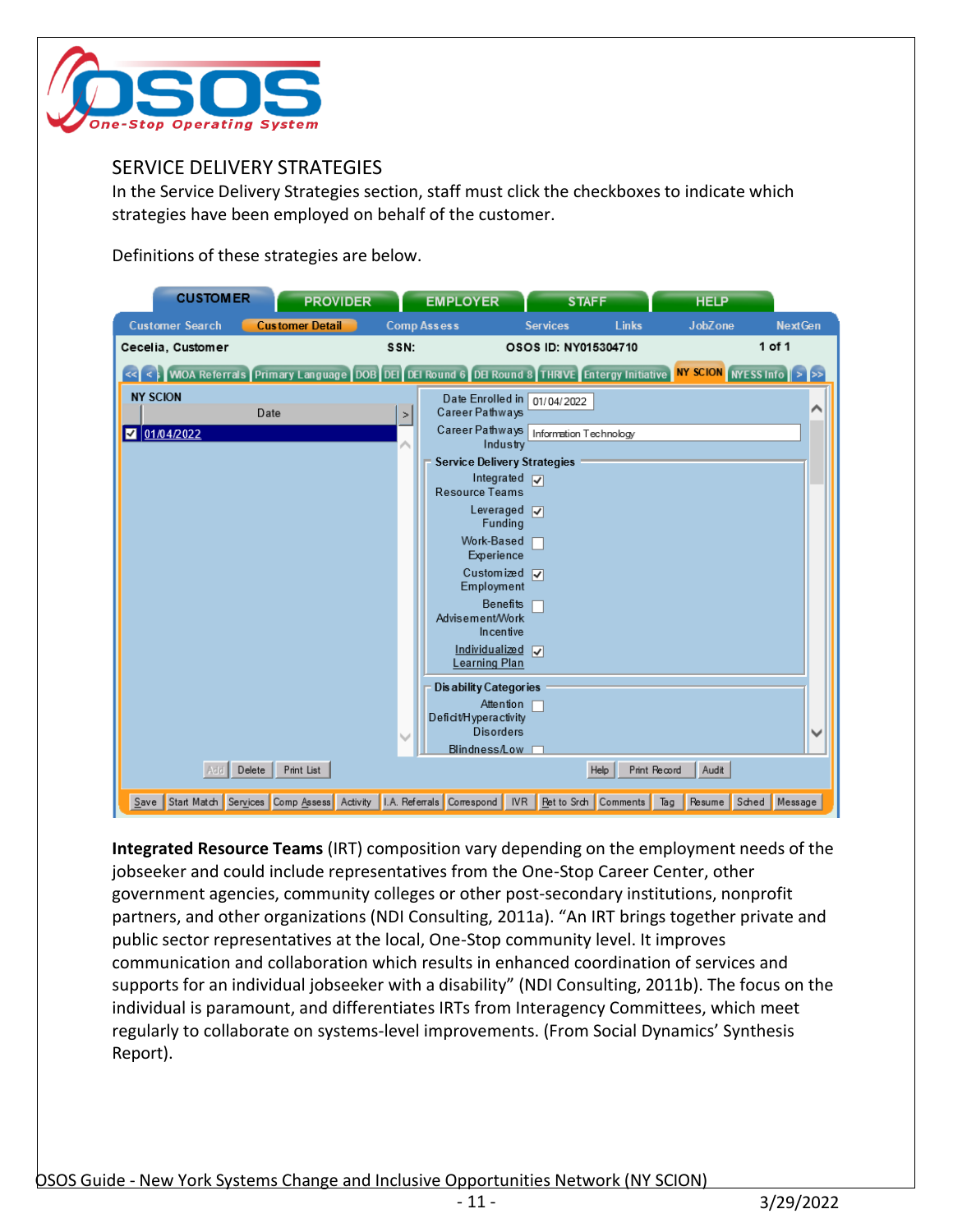## SERVICE DELIVERY STRATEGIES

In the Service Delivery Strategies section, staff must click the checkboxes to indicate which strategies have been employed on behalf of the customer.

Definitions of these strategies are below.

**Integrated Resource Teams** (IRT) composition vary depending on the employment needs of the jobseeker and could include representatives from the One-Stop Career Center, other government agencies, community colleges or other post-secondary institutions, nonprofit partners, and other organizations (NDI Consulting, 2011a). "An IRT brings together private and public sector representatives at the local, One-Stop community level. It improves communication and collaboration which results in enhanced coordination of services and supports for an individual jobseeker with a disability" (NDI Consulting, 2011b). The focus on the individual is paramount, and differentiates IRTs from Interagency Committees, which meet regularly to collaborate on systems-level improvements. (From Social Dynamics' Synthesis Report).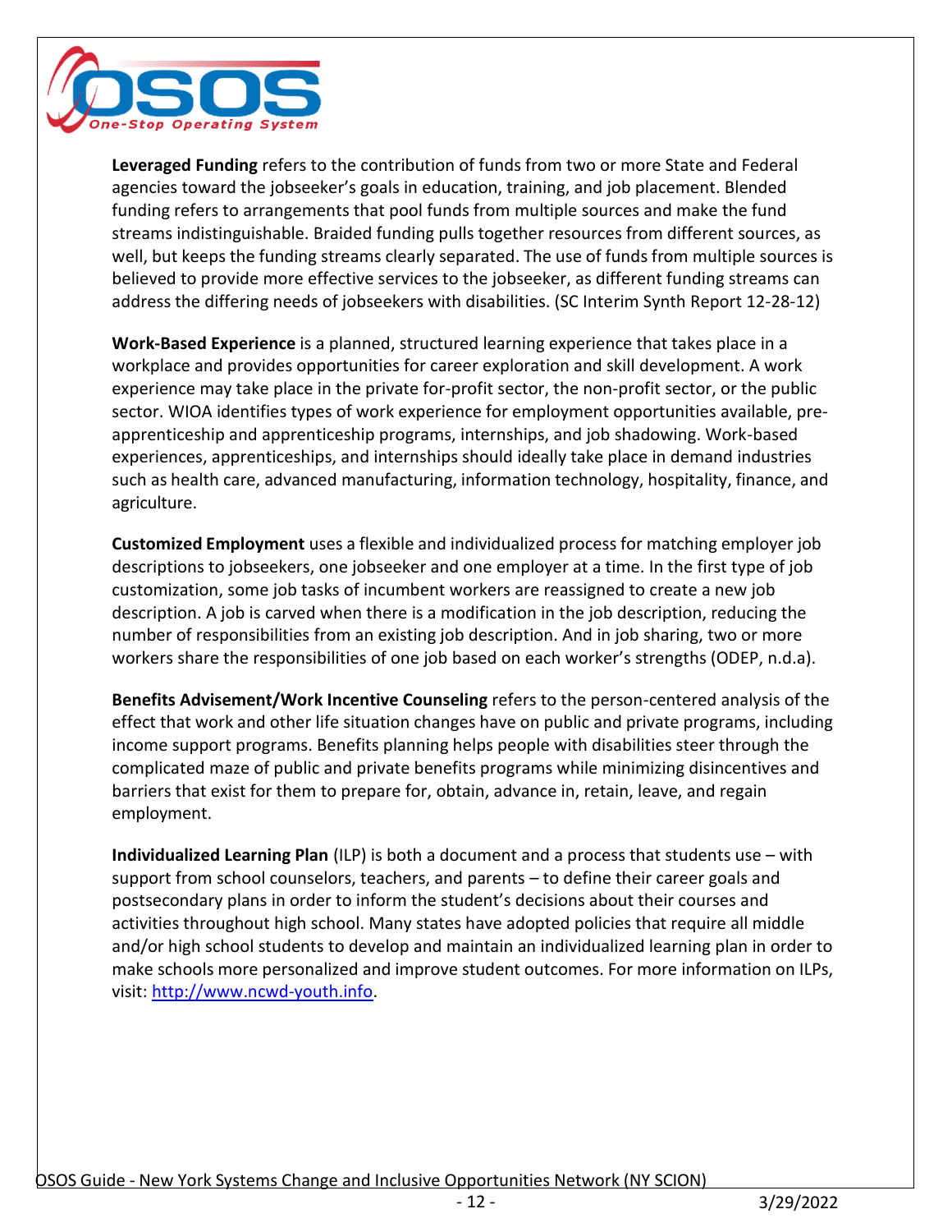**Leveraged Funding** refers to the contribution of funds from two or more State and Federal agencies toward the jobseeker's goals in education, training, and job placement. Blended funding refers to arrangements that pool funds from multiple sources and make the fund streams indistinguishable. Braided funding pulls together resources from different sources, as well, but keeps the funding streams clearly separated. The use of funds from multiple sources is believed to provide more effective services to the jobseeker, as different funding streams can address the differing needs of jobseekers with disabilities. (SC Interim Synth Report 12-28-12)

**Work-Based Experience** is a planned, structured learning experience that takes place in a workplace and provides opportunities for career exploration and skill development. A work experience may take place in the private for-profit sector, the non-profit sector, or the public sector. WIOA identifies types of work experience for employment opportunities available, pre-apprenticeship and apprenticeship programs, internships, and job shadowing. Work-based experiences, apprenticeships, and internships should ideally take place in demand industries such as health care, advanced manufacturing, information technology, hospitality, finance, and agriculture.

**Customized Employment** uses a flexible and individualized process for matching employer job descriptions to jobseekers, one jobseeker and one employer at a time. In the first type of job customization, some job tasks of incumbent workers are reassigned to create a new job description. A job is carved when there is a modification in the job description, reducing the number of responsibilities from an existing job description. And in job sharing, two or more workers share the responsibilities of one job based on each worker's strengths (ODEP, n.d.a).

**Benefits Advisement/Work Incentive Counseling** refers to the person-centered analysis of the effect that work and other life situation changes have on public and private programs, including income support programs. Benefits planning helps people with disabilities steer through the complicated maze of public and private benefits programs while minimizing disincentives and barriers that exist for them to prepare for, obtain, advance in, retain, leave, and regain employment.

**Individualized Learning Plan** (ILP) is both a document and a process that students use – with support from school counselors, teachers, and parents – to define their career goals and postsecondary plans in order to inform the student's decisions about their courses and activities throughout high school. Many states have adopted policies that require all middle and/or high school students to develop and maintain an individualized learning plan in order to make schools more personalized and improve student outcomes. For more information on ILPs, visit: [http://www.ncwd-youth.info](http://www.ncwd-youth.info).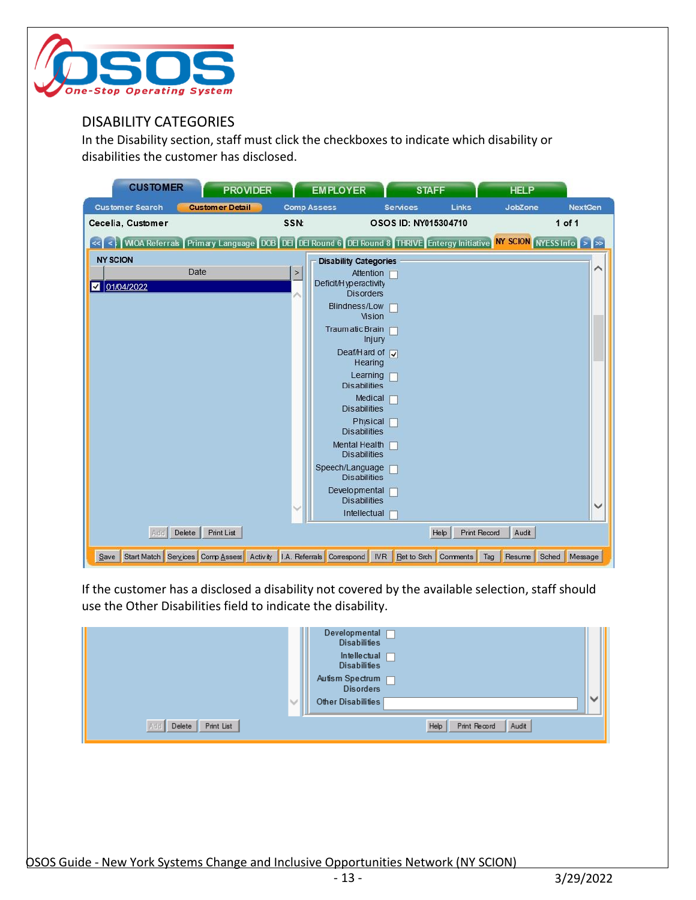## DISABILITY CATEGORIES

In the Disability section, staff must click the checkboxes to indicate which disability or disabilities the customer has disclosed.

If the customer has a disclosed a disability not covered by the available selection, staff should use the Other Disabilities field to indicate the disability.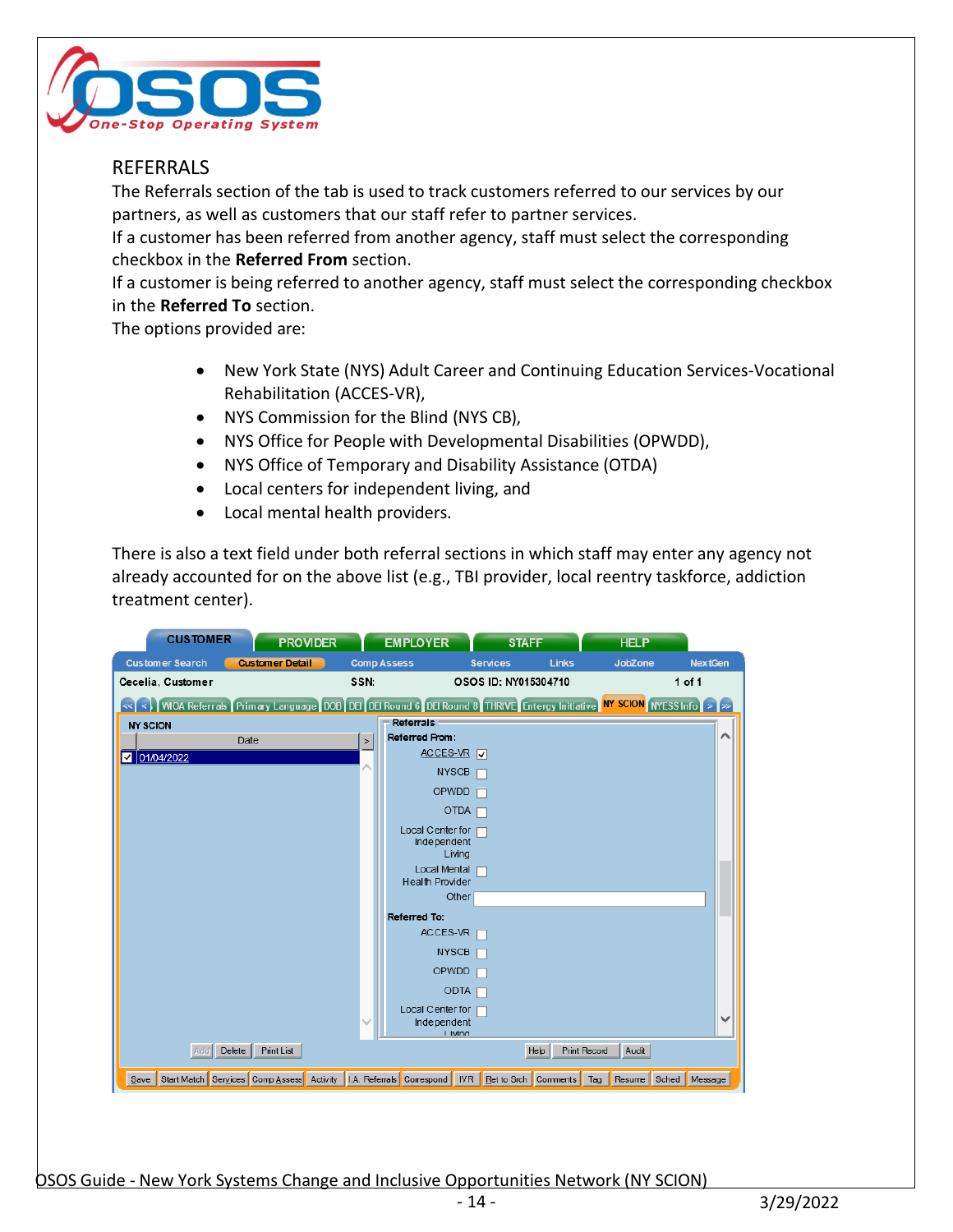## REFERRALS

The Referrals section of the tab is used to track customers referred to our services by our partners, as well as customers that our staff refer to partner services.

If a customer has been referred from another agency, staff must select the corresponding checkbox in the **Referred From** section.

If a customer is being referred to another agency, staff must select the corresponding checkbox in the **Referred To** section.

The options provided are:

- New York State (NYS) Adult Career and Continuing Education Services-Vocational Rehabilitation (ACCES-VR),
- NYS Commission for the Blind (NYS CB),
- NYS Office for People with Developmental Disabilities (OPWDD),
- NYS Office of Temporary and Disability Assistance (OTDA)
- Local centers for independent living, and
- Local mental health providers.

There is also a text field under both referral sections in which staff may enter any agency not already accounted for on the above list (e.g., TBI provider, local reentry taskforce, addiction treatment center).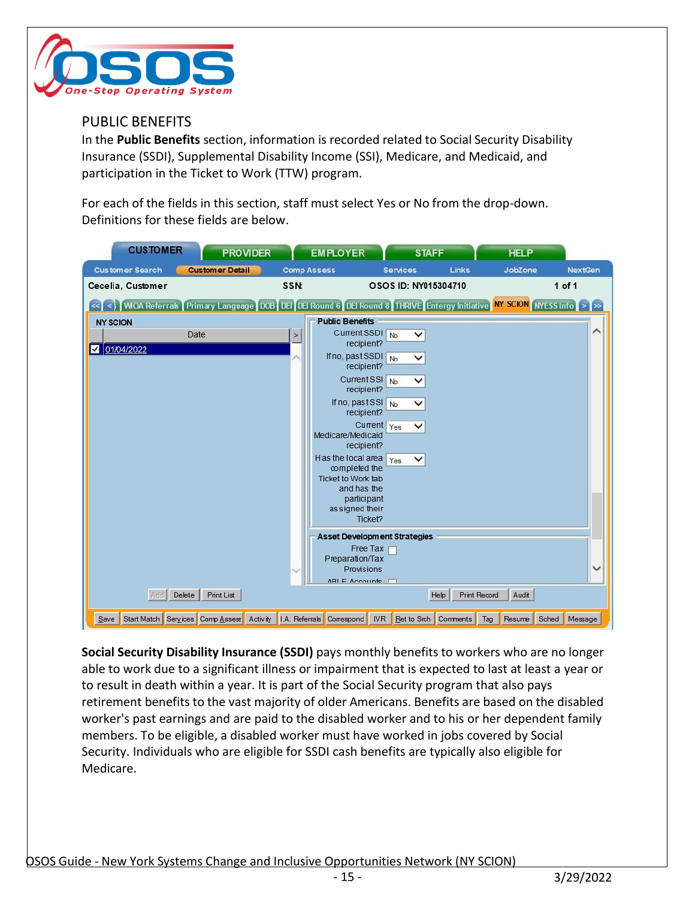## PUBLIC BENEFITS

In the **Public Benefits** section, information is recorded related to Social Security Disability Insurance (SSDI), Supplemental Disability Income (SSI), Medicare, and Medicaid, and participation in the Ticket to Work (TTW) program.

For each of the fields in this section, staff must select Yes or No from the drop-down. Definitions for these fields are below.

**Social Security Disability Insurance (SSDI)** pays monthly benefits to workers who are no longer able to work due to a significant illness or impairment that is expected to last at least a year or to result in death within a year. It is part of the Social Security program that also pays retirement benefits to the vast majority of older Americans. Benefits are based on the disabled worker's past earnings and are paid to the disabled worker and to his or her dependent family members. To be eligible, a disabled worker must have worked in jobs covered by Social Security. Individuals who are eligible for SSDI cash benefits are typically also eligible for Medicare.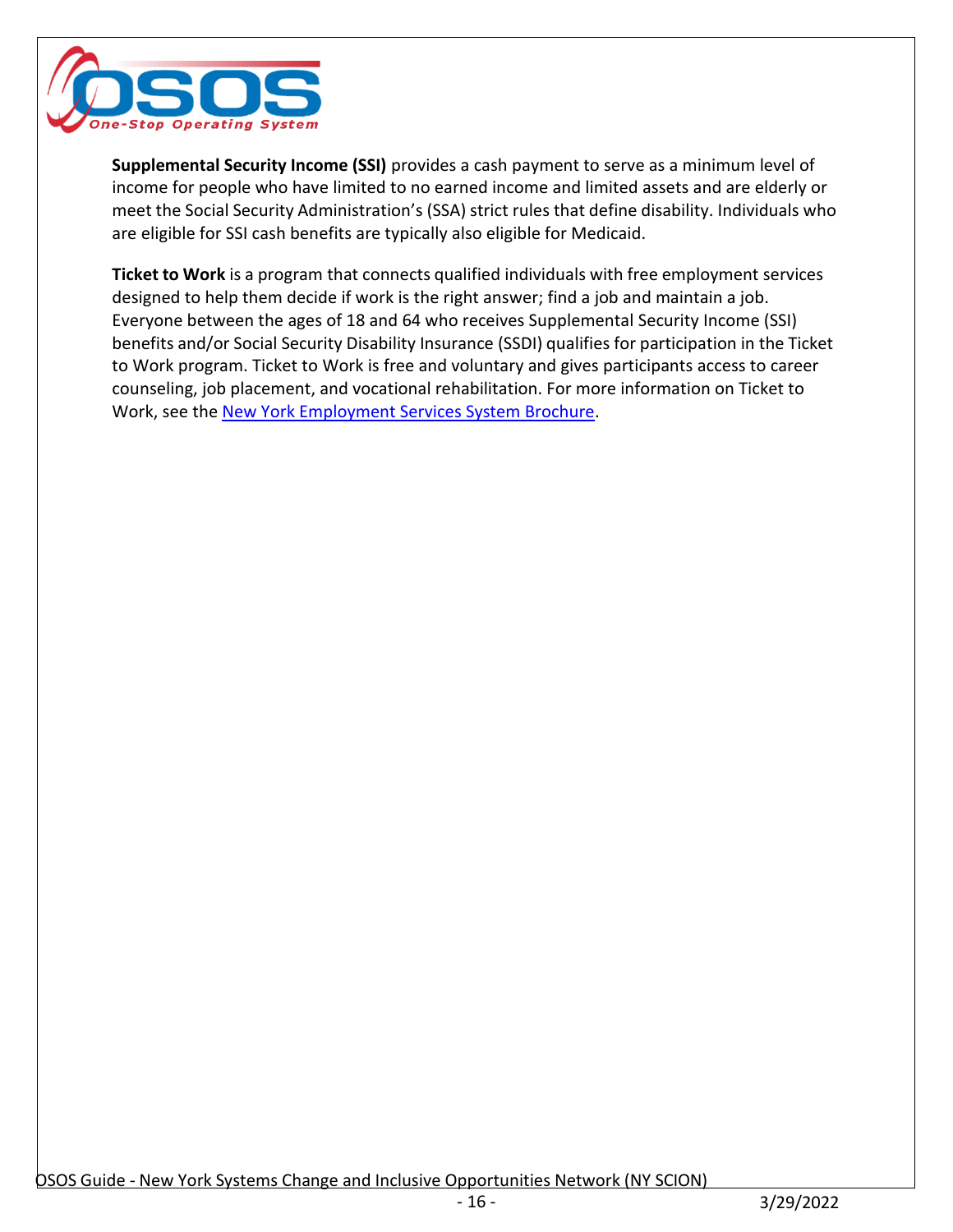**Supplemental Security Income (SSI)** provides a cash payment to serve as a minimum level of income for people who have limited to no earned income and limited assets and are elderly or meet the Social Security Administration's (SSA) strict rules that define disability. Individuals who are eligible for SSI cash benefits are typically also eligible for Medicaid.

**Ticket to Work** is a program that connects qualified individuals with free employment services designed to help them decide if work is the right answer; find a job and maintain a job. Everyone between the ages of 18 and 64 who receives Supplemental Security Income (SSI) benefits and/or Social Security Disability Insurance (SSDI) qualifies for participation in the Ticket to Work program. Ticket to Work is free and voluntary and gives participants access to career counseling, job placement, and vocational rehabilitation. For more information on Ticket to Work, see the New York Employment Services System Brochure.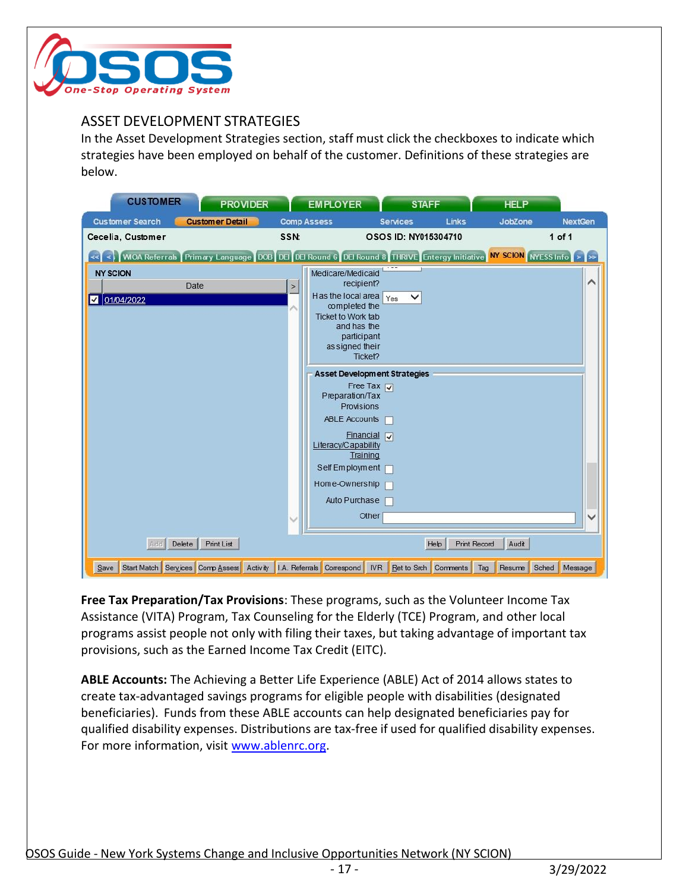## ASSET DEVELOPMENT STRATEGIES

In the Asset Development Strategies section, staff must click the checkboxes to indicate which strategies have been employed on behalf of the customer. Definitions of these strategies are below.

**Free Tax Preparation/Tax Provisions**: These programs, such as the Volunteer Income Tax Assistance (VITA) Program, Tax Counseling for the Elderly (TCE) Program, and other local programs assist people not only with filing their taxes, but taking advantage of important tax provisions, such as the Earned Income Tax Credit (EITC).

**ABLE Accounts:** The Achieving a Better Life Experience (ABLE) Act of 2014 allows states to create tax-advantaged savings programs for eligible people with disabilities (designated beneficiaries). Funds from these ABLE accounts can help designated beneficiaries pay for qualified disability expenses. Distributions are tax-free if used for qualified disability expenses. For more information, visit [www.ablenrc.org](http://www.ablenrc.org).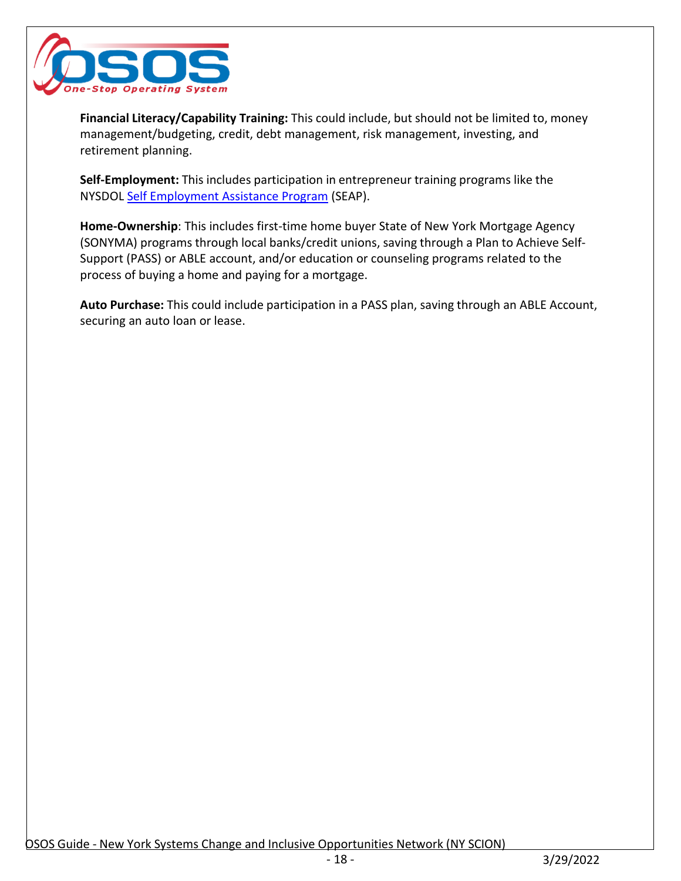**Financial Literacy/Capability Training:** This could include, but should not be limited to, money management/budgeting, credit, debt management, risk management, investing, and retirement planning.

**Self-Employment:** This includes participation in entrepreneur training programs like the NYSDOL Self Employment Assistance Program (SEAP).

**Home-Ownership**: This includes first-time home buyer State of New York Mortgage Agency (SONYMA) programs through local banks/credit unions, saving through a Plan to Achieve Self-Support (PASS) or ABLE account, and/or education or counseling programs related to the process of buying a home and paying for a mortgage.

**Auto Purchase:** This could include participation in a PASS plan, saving through an ABLE Account, securing an auto loan or lease.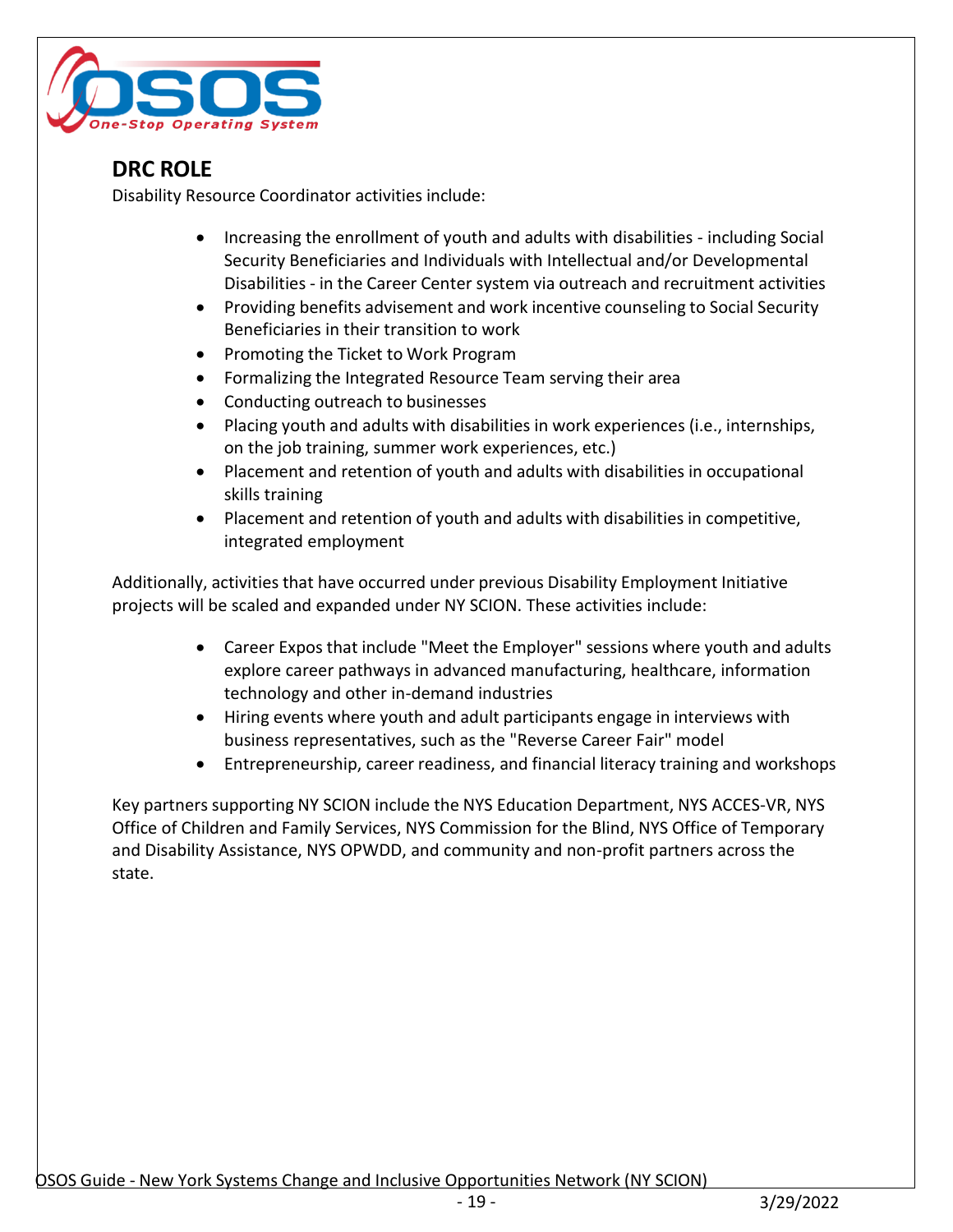## DRC ROLE

Disability Resource Coordinator activities include:

- Increasing the enrollment of youth and adults with disabilities - including Social Security Beneficiaries and Individuals with Intellectual and/or Developmental Disabilities - in the Career Center system via outreach and recruitment activities
- Providing benefits advisement and work incentive counseling to Social Security Beneficiaries in their transition to work
- Promoting the Ticket to Work Program
- Formalizing the Integrated Resource Team serving their area
- Conducting outreach to businesses
- Placing youth and adults with disabilities in work experiences (i.e., internships, on the job training, summer work experiences, etc.)
- Placement and retention of youth and adults with disabilities in occupational skills training
- Placement and retention of youth and adults with disabilities in competitive, integrated employment

Additionally, activities that have occurred under previous Disability Employment Initiative projects will be scaled and expanded under NY SCION. These activities include:

- Career Expos that include "Meet the Employer" sessions where youth and adults explore career pathways in advanced manufacturing, healthcare, information technology and other in-demand industries
- Hiring events where youth and adult participants engage in interviews with business representatives, such as the "Reverse Career Fair" model
- Entrepreneurship, career readiness, and financial literacy training and workshops

Key partners supporting NY SCION include the NYS Education Department, NYS ACCES-VR, NYS Office of Children and Family Services, NYS Commission for the Blind, NYS Office of Temporary and Disability Assistance, NYS OPWDD, and community and non-profit partners across the state.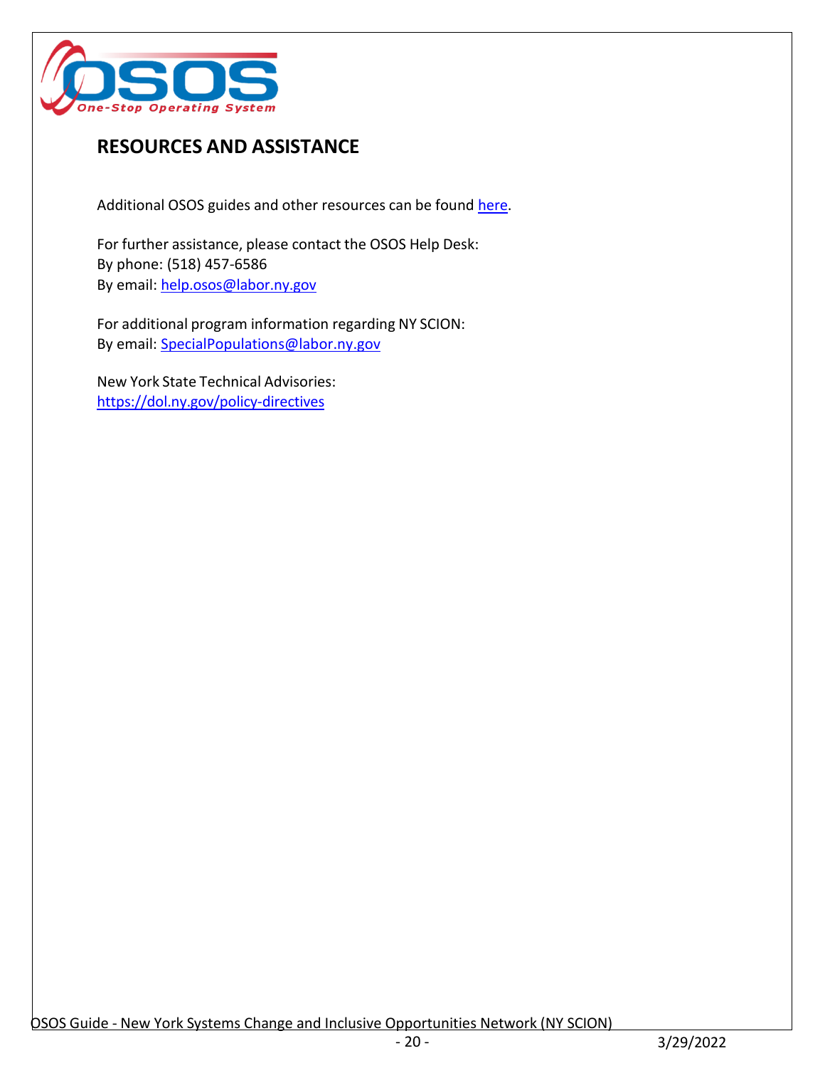## RESOURCES AND ASSISTANCE

Additional OSOS guides and other resources can be found here.

For further assistance, please contact the OSOS Help Desk:
By phone: (518) 457-6586
By email: help.osos@labor.ny.gov

For additional program information regarding NY SCION:
By email: SpecialPopulations@labor.ny.gov

New York State Technical Advisories:
https://dol.ny.gov/policy-directives